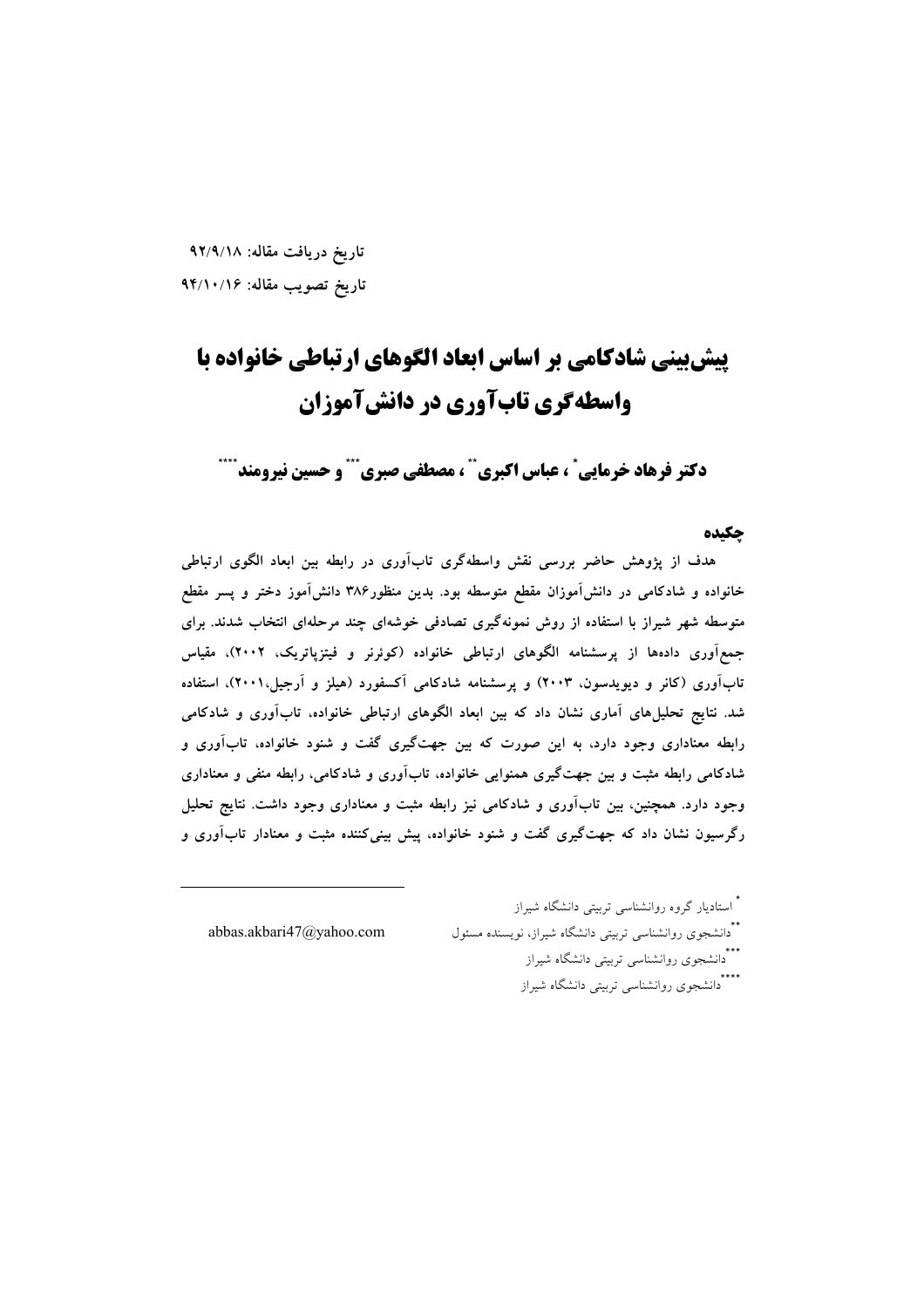تاریخ دریافت مقاله: ۹۲/۹/۱۸

تاریخ تصویب مقاله: ۹۴/۱۰/۱۶

# پیش‌بینی شادکامی بر اساس ابعاد الگوهای ارتباطی خانواده با واسطه‌گری تاب‌آوری در دانش‌آموزان

**دکتر فرهاد خرمایی[*] ، عباس اکبری[**] ، مصطفی صبری[***] و حسین نیرومند[****]**

## چکیده

هدف از پژوهش حاضر بررسی نقش واسطه‌گری تاب‌آوری در رابطه بین ابعاد الگوی ارتباطی خانواده و شادکامی در دانش‌آموزان مقطع متوسطه بود. بدین منظور۳۸۶ دانش‌آموز دختر و پسر مقطع متوسطه شهر شیراز با استفاده از روش نمونه‌گیری تصادفی خوشه‌ای چند مرحله‌ای انتخاب شدند. برای جمع‌آوری داده‌ها از پرسشنامه الگوهای ارتباطی خانواده (کوئرنر و فیتزپاتریک، ۲۰۰۲)، مقیاس تاب‌آوری (کانر و دیویدسون، ۲۰۰۳) و پرسشنامه شادکامی آکسفورد (هیلز و آرجیل،۲۰۰۱)، استفاده شد. نتایج تحلیل‌های آماری نشان داد که بین ابعاد الگوهای ارتباطی خانواده، تاب‌آوری و شادکامی رابطه معناداری وجود دارد، به این صورت که بین جهت‌گیری گفت و شنود خانواده، تاب‌آوری و شادکامی رابطه مثبت و بین جهت‌گیری همنوایی خانواده، تاب‌آوری و شادکامی، رابطه منفی و معناداری وجود دارد. همچنین، بین تاب‌آوری و شادکامی نیز رابطه مثبت و معناداری وجود داشت. نتایج تحلیل رگرسیون نشان داد که جهت‌گیری گفت و شنود خانواده، پیش بینی‌کننده مثبت و معنادار تاب‌آوری و

---

[*] استادیار گروه روانشناسی تربیتی دانشگاه شیراز

[**] دانشجوی روانشناسی تربیتی دانشگاه شیراز، نویسنده مسئول abbas.akbari47@yahoo.com

[***] دانشجوی روانشناسی تربیتی دانشگاه شیراز

[****] دانشجوی روانشناسی تربیتی دانشگاه شیراز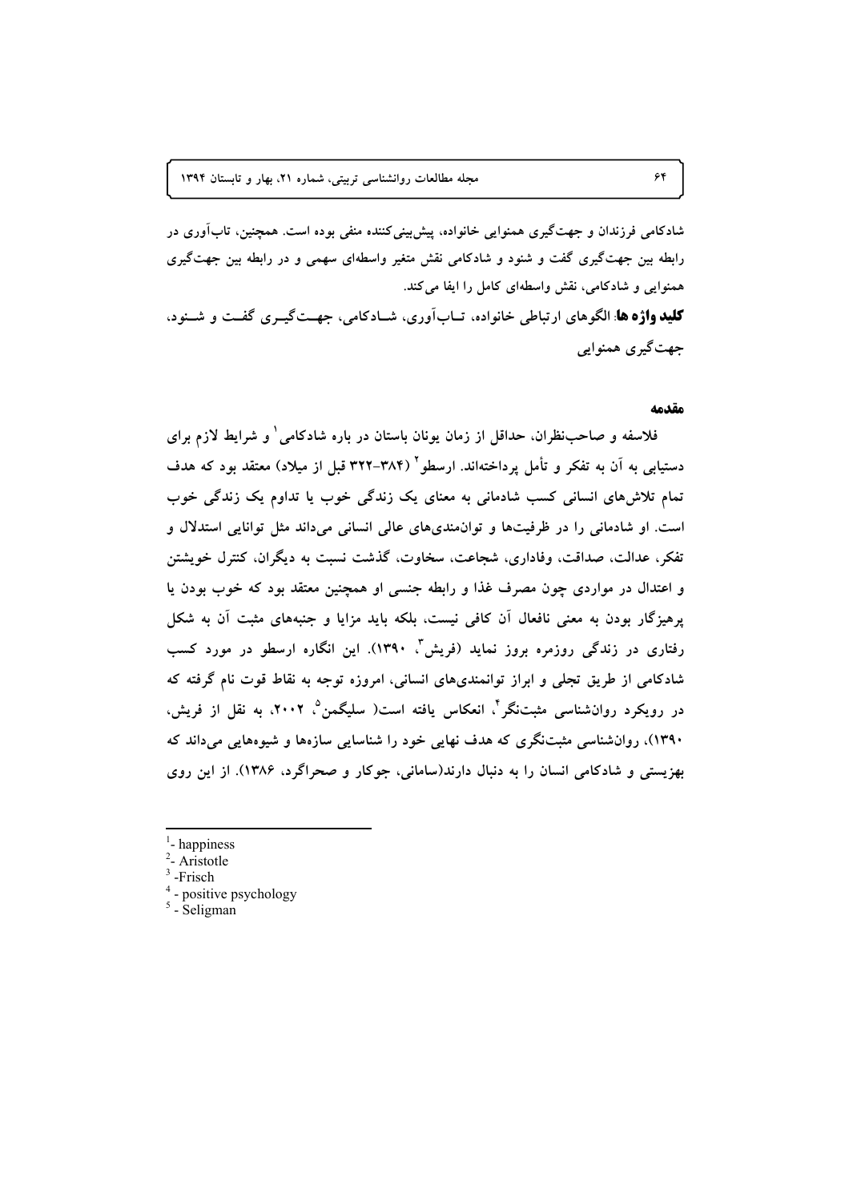شادکامی فرزندان و جهت‌گیری همنوایی خانواده، پیش‌بینی‌کننده منفی بوده است. همچنین، تاب‌آوری در رابطه بین جهت‌گیری گفت و شنود و شادکامی نقش متغیر واسطه‌ای سهمی و در رابطه بین جهت‌گیری همنوایی و شادکامی، نقش واسطه‌ای کامل را ایفا می‌کند.

**کلید واژه ها**: الگوهای ارتباطی خانواده، تـاب‌آوری، شـادکامی، جهـت‌گیـری گفـت و شـنود، جهت‌گیری همنوایی

## مقدمه

فلاسفه و صاحب‌نظران، حداقل از زمان یونان باستان در باره شادکامی[1] و شرایط لازم برای دستیابی به آن به تفکر و تأمل پرداخته‌اند. ارسطو[2] (۳۸۴-۳۲۲ قبل از میلاد) معتقد بود که هدف تمام تلاش‌های انسانی کسب شادمانی به معنای یک زندگی خوب یا تداوم یک زندگی خوب است. او شادمانی را در ظرفیت‌ها و توانمندی‌های عالی انسانی می‌داند مثل توانایی استدلال و تفکر، عدالت، صداقت، وفاداری، شجاعت، سخاوت، گذشت نسبت به دیگران، کنترل خویشتن و اعتدال در مواردی چون مصرف غذا و رابطه جنسی او همچنین معتقد بود که خوب بودن یا پرهیزگار بودن به معنی نافعال آن کافی نیست، بلکه باید مزایا و جنبه‌های مثبت آن به شکل رفتاری در زندگی روزمره بروز نماید (فریش[3]، ۱۳۹۰). این انگاره ارسطو در مورد کسب شادکامی از طریق تجلی و ابراز توانمندی‌های انسانی، امروزه توجه به نقاط قوت نام گرفته که در رویکرد روان‌شناسی مثبت‌نگر[4]، انعکاس یافته است( سلیگمن[5]، ۲۰۰۲، به نقل از فریش، ۱۳۹۰)، روان‌شناسی مثبت‌نگری که هدف نهایی خود را شناسایی سازه‌ها و شیوه‌هایی می‌داند که بهزیستی و شادکامی انسان را به دنبال دارند(سامانی، جوکار و صحراگرد، ۱۳۸۶). از این روی

---

[1] - happiness
[2] - Aristotle
[3] -Frisch
[4] - positive psychology
[5] - Seligman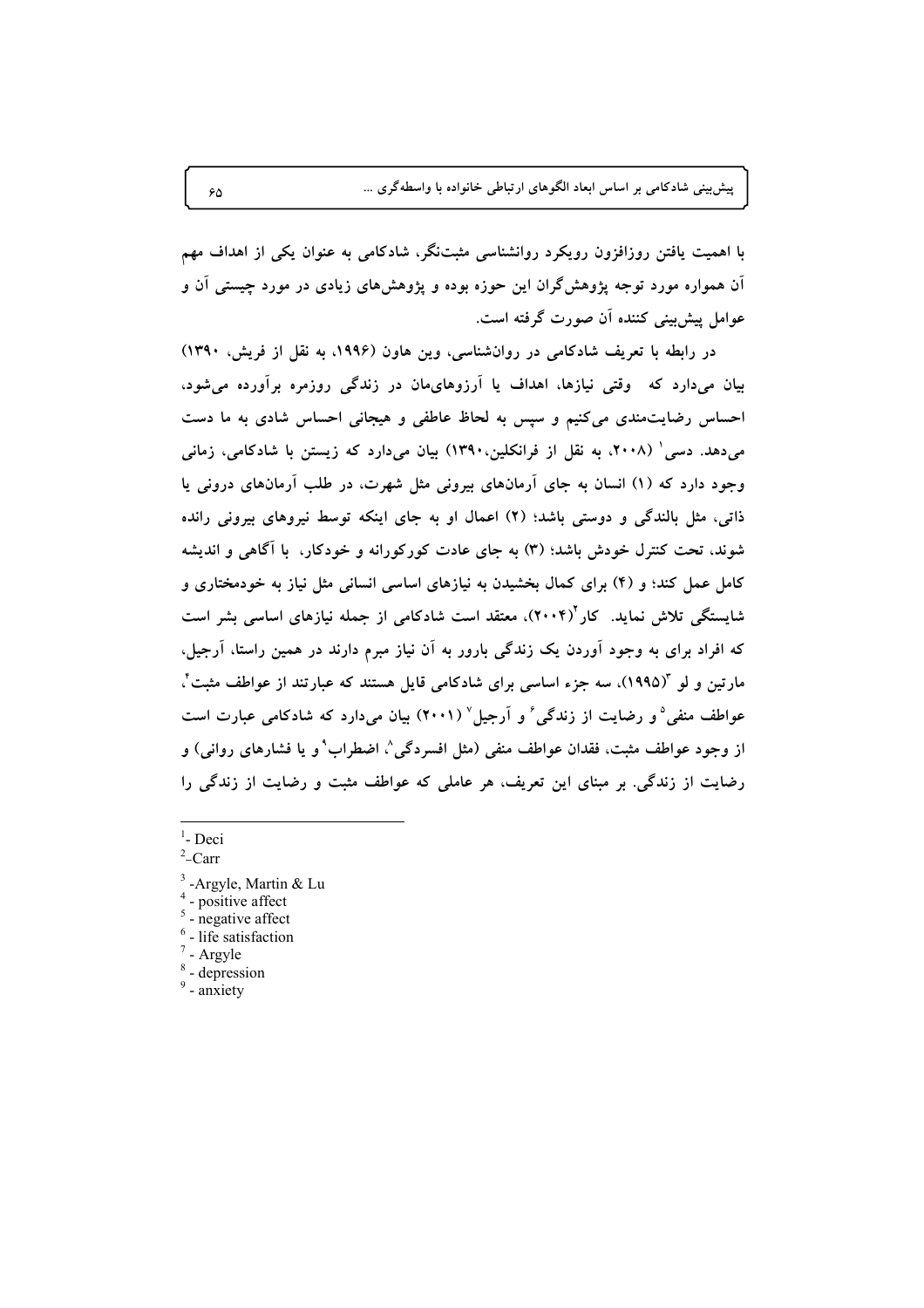با اهمیت یافتن روزافزون رویکرد روانشناسی مثبت‌نگر، شادکامی به عنوان یکی از اهداف مهم آن همواره مورد توجه پژوهش‌گران این حوزه بوده و پژوهش‌های زیادی در مورد چیستی آن و عوامل پیش‌بینی کننده آن صورت گرفته است.

در رابطه با تعریف شادکامی در روانشناسی، وین هاون (۱۹۹۶، به نقل از فریش، ۱۳۹۰) بیان می‌دارد که وقتی نیازها، اهداف یا آرزوهای‌مان در زندگی روزمره برآورده می‌شود، احساس رضایت‌مندی می‌کنیم و سپس به لحاظ عاطفی و هیجانی احساس شادی به ما دست می‌دهد. دسی[1] (۲۰۰۸، به نقل از فرانکلین،۱۳۹۰) بیان می‌دارد که زیستن با شادکامی، زمانی وجود دارد که (۱) انسان به جای آرمان‌های بیرونی مثل شهرت، در طلب آرمان‌های درونی یا ذاتی، مثل بالندگی و دوستی باشد؛ (۲) اعمال او به جای اینکه توسط نیروهای بیرونی رانده شوند، تحت کنترل خودش باشد؛ (۳) به جای عادت کورکورانه و خودکار، با آگاهی و اندیشه کامل عمل کند؛ و (۴) برای کمال بخشیدن به نیازهای اساسی انسانی مثل نیاز به خودمختاری و شایستگی تلاش نماید. کار[2](۲۰۰۴)، معتقد است شادکامی از جمله نیازهای اساسی بشر است که افراد برای به وجود آوردن یک زندگی بارور به آن نیاز مبرم دارند در همین راستا، آرجیل، مارتین و لو[3](۱۹۹۵)، سه جزء اساسی برای شادکامی قایل هستند که عبارتند از عواطف مثبت[4]، عواطف منفی[5] و رضایت از زندگی[6] و آرجیل[7] (۲۰۰۱) بیان می‌دارد که شادکامی عبارت است از وجود عواطف مثبت، فقدان عواطف منفی (مثل افسردگی[8]، اضطراب[9] و یا فشارهای روانی) و رضایت از زندگی. بر مبنای این تعریف، هر عاملی که عواطف مثبت و رضایت از زندگی را

---

[1]- Deci

[2]-Carr

[3] -Argyle, Martin & Lu

[4] - positive affect

[5] - negative affect

[6] - life satisfaction

[7] - Argyle

[8] - depression

[9] - anxiety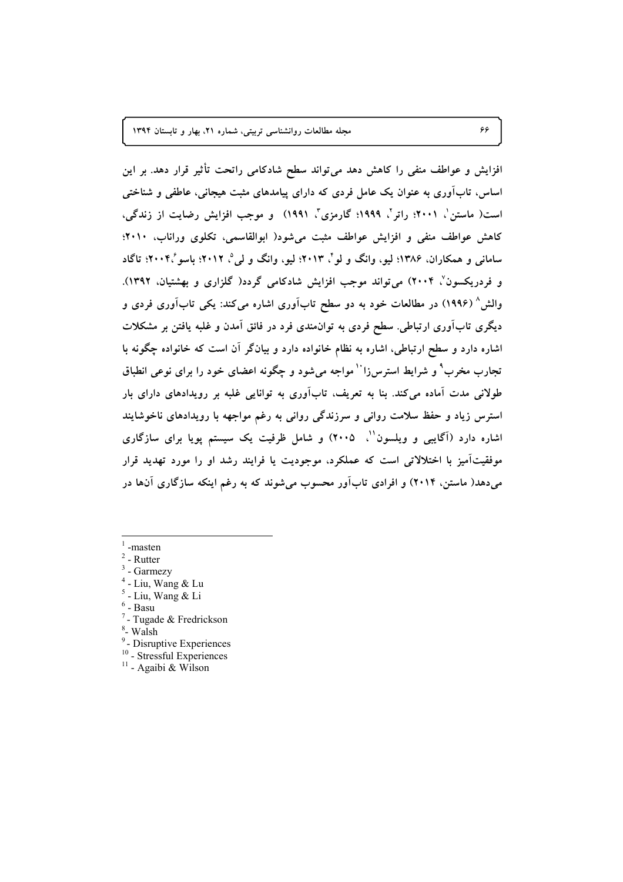افزایش و عواطف منفی را کاهش دهد می‌تواند سطح شادکامی راتحت تأثیر قرار دهد. بر این اساس، تاب‌آوری به عنوان یک عامل فردی که دارای پیامدهای مثبت هیجانی، عاطفی و شناختی است( ماستن[1]، ۲۰۰۱؛ راتر[2]، ۱۹۹۹؛ گارمزی[3]، ۱۹۹۱) و موجب افزایش رضایت از زندگی، کاهش عواطف منفی و افزایش عواطف مثبت می‌شود( ابوالقاسمی، تکلوی وراناب، ۲۰۱۰؛ سامانی و همکاران، ۱۳۸۶؛ لیو، وانگ و لو[4]، ۲۰۱۳؛ لیو، وانگ و لی[5]، ۲۰۱۲؛ باسو[6]،۲۰۰۴؛ تاگاد و فردریکسون[7]، ۲۰۰۴) می‌تواند موجب افزایش شادکامی گردد( گلزاری و بهشتیان، ۱۳۹۲). والش[8] (۱۹۹۶) در مطالعات خود به دو سطح تاب‌آوری اشاره می‌کند: یکی تاب‌آوری فردی و دیگری تاب‌آوری ارتباطی. سطح فردی به توانمندی فرد در فائق آمدن و غلبه یافتن بر مشکلات اشاره دارد و سطح ارتباطی، اشاره به نظام خانواده دارد و بیان‌گر آن است که خانواده چگونه با تجارب مخرب[9] و شرایط استرس‌زا[10] مواجه می‌شود و چگونه اعضای خود را برای نوعی انطباق طولانی مدت آماده می‌کند. بنا به تعریف، تاب‌آوری به توانایی غلبه بر رویدادهای دارای بار استرس زیاد و حفظ سلامت روانی و سرزندگی روانی به رغم مواجهه با رویدادهای ناخوشایند اشاره دارد (آگایبی و ویلسون[11]، ۲۰۰۵) و شامل ظرفیت یک سیستم پویا برای سازگاری موفقیت‌آمیز با اختلالاتی است که عملکرد، موجودیت یا فرایند رشد او را مورد تهدید قرار می‌دهد( ماستن، ۲۰۱۴) و افرادی تاب‌آور محسوب می‌شوند که به رغم اینکه سازگاری آن‌ها در

---

1 -masten
2 - Rutter
3 - Garmezy
4 - Liu, Wang & Lu
5 - Liu, Wang & Li
6 - Basu
7 - Tugade & Fredrickson
8 - Walsh
9 - Disruptive Experiences
10 - Stressful Experiences
11 - Agaibi & Wilson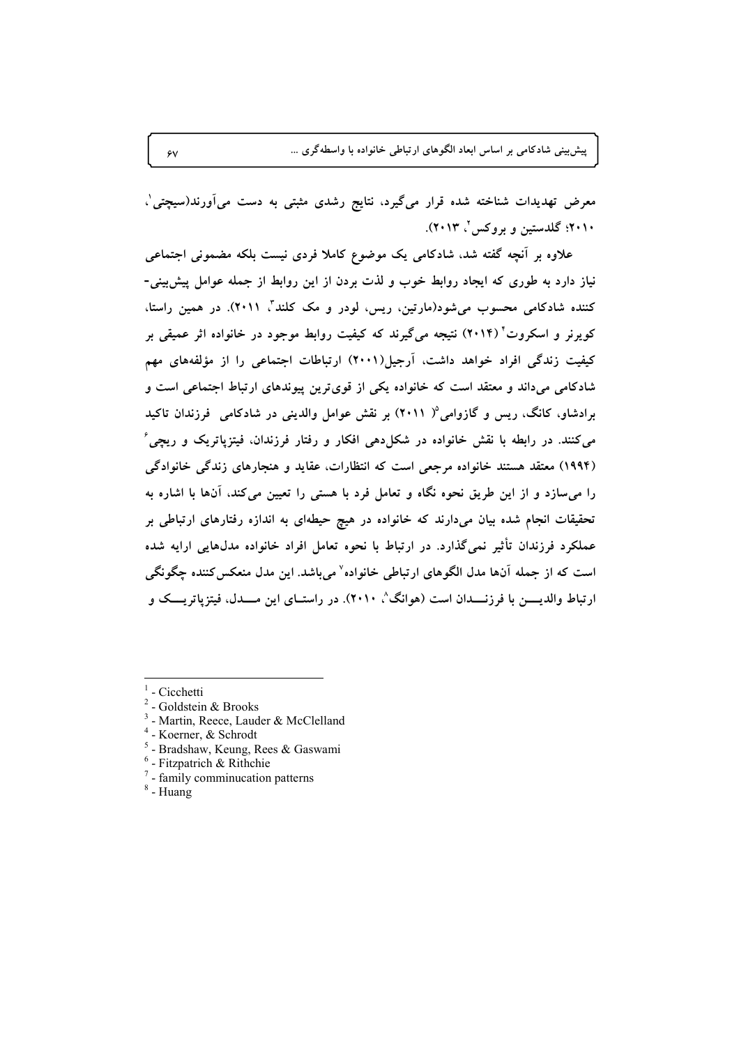معرض تهدیدات شناخته شده قرار می‌گیرد، نتایج رشدی مثبتی به دست می‌آورند(سیچتی[1]، ۲۰۱۰؛ گلدستین و بروکس[2]، ۲۰۱۳).

علاوه بر آنچه گفته شد، شادکامی یک موضوع کاملا فردی نیست بلکه مضمونی اجتماعی نیاز دارد به طوری که ایجاد روابط خوب و لذت بردن از این روابط از جمله عوامل پیش‌بینی‌کننده شادکامی محسوب می‌شود(مارتین، ریس، لودر و مک کلند[3]، ۲۰۱۱). در همین راستا، کویرنر و اسکروت[4] (۲۰۱۴) نتیجه می‌گیرند که کیفیت روابط موجود در خانواده اثر عمیقی بر کیفیت زندگی افراد خواهد داشت، آرجیل(۲۰۰۱) ارتباطات اجتماعی را از مؤلفه‌های مهم شادکامی می‌داند و معتقد است که خانواده یکی از قوی‌ترین پیوندهای ارتباط اجتماعی است و برادشاو، کانگ، ریس و گازوامی[5]( ۲۰۱۱) بر نقش عوامل والدینی در شادکامی فرزندان تاکید می‌کنند. در رابطه با نقش خانواده در شکل‌دهی افکار و رفتار فرزندان، فیتزپاتریک و ریچی[6] (۱۹۹۴) معتقد هستند خانواده مرجعی است که انتظارات، عقاید و هنجارهای زندگی خانوادگی را می‌سازد و از این طریق نحوه نگاه و تعامل فرد با هستی را تعیین می‌کند، آن‌ها با اشاره به تحقیقات انجام شده بیان می‌دارند که خانواده در هیچ حیطه‌ای به اندازه رفتارهای ارتباطی بر عملکرد فرزندان تأثیر نمی‌گذارد. در ارتباط با نحوه تعامل افراد خانواده مدل‌هایی ارایه شده است که از جمله آن‌ها مدل الگوهای ارتباطی خانواده[7] می‌باشد. این مدل منعکس‌کننده چگونگی ارتباط والدین با فرزندان است (هوانگ[8]، ۲۰۱۰). در راستای این مدل، فیتزپاتریک و

---

[1] - Cicchetti
[2] - Goldstein & Brooks
[3] - Martin, Reece, Lauder & McClelland
[4] - Koerner, & Schrodt
[5] - Bradshaw, Keung, Rees & Gaswami
[6] - Fitzpatrich & Rithchie
[7] - family comminucation patterns
[8] - Huang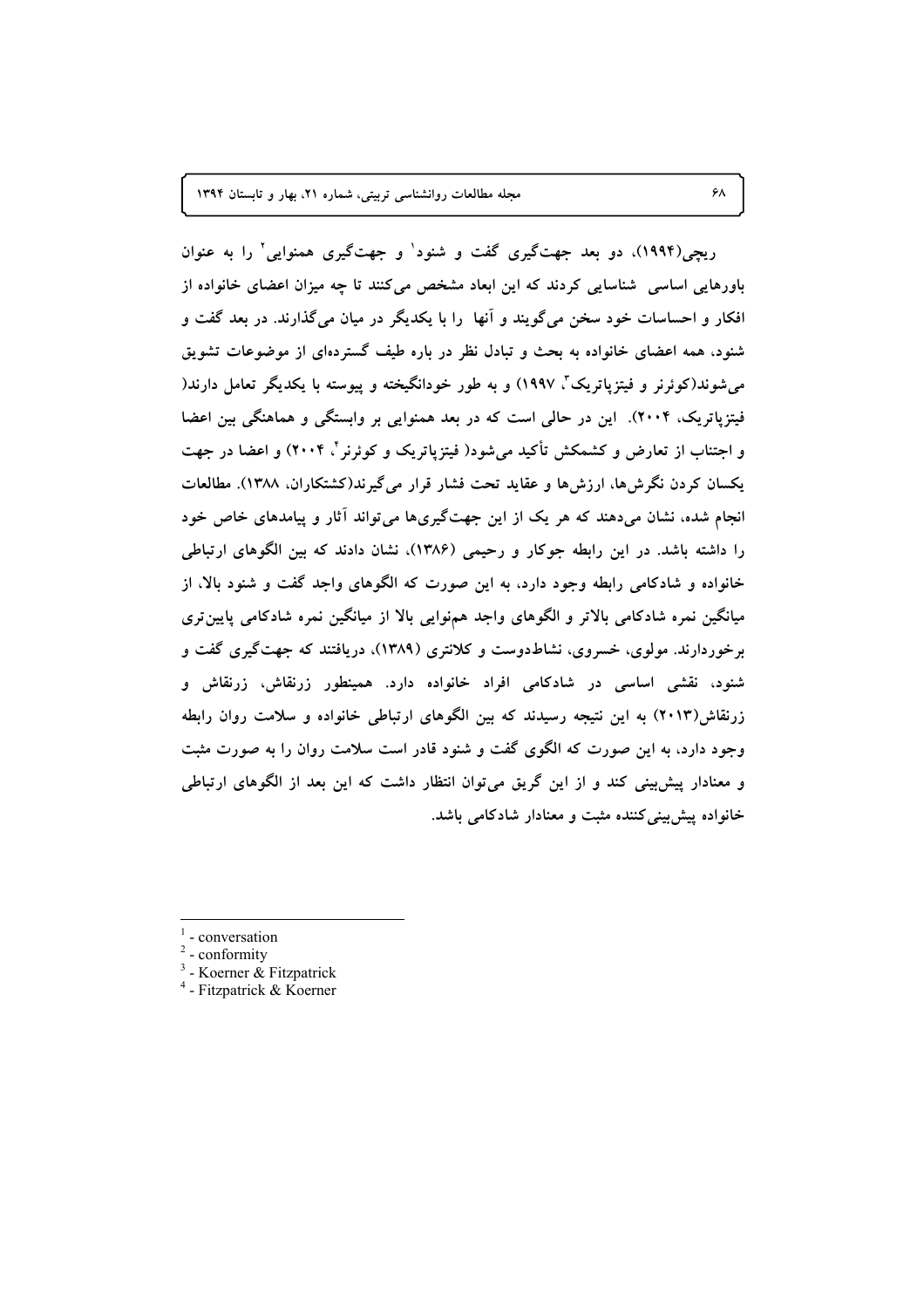ریچی(۱۹۹۴)، دو بعد جهت‌گیری گفت و شنود[1] و جهت‌گیری همنوایی[2] را به عنوان باورهایی اساسی شناسایی کردند که این ابعاد مشخص می‌کنند تا چه میزان اعضای خانواده از افکار و احساسات خود سخن می‌گویند و آنها را با یکدیگر در میان می‌گذارند. در بعد گفت و شنود، همه اعضای خانواده به بحث و تبادل نظر در باره طیف گسترده‌ای از موضوعات تشویق می‌شوند(کوئرنر و فیتزپاتریک[3]، ۱۹۹۷) و به طور خودانگیخته و پیوسته با یکدیگر تعامل دارند( فیتزپاتریک، ۲۰۰۴). این در حالی است که در بعد همنوایی بر وابستگی و هماهنگی بین اعضا و اجتناب از تعارض و کشمکش تأکید می‌شود( فیتزپاتریک و کوئرنر[4]، ۲۰۰۴) و اعضا در جهت یکسان کردن نگرش‌ها، ارزش‌ها و عقاید تحت فشار قرار می‌گیرند(کشتکاران، ۱۳۸۸). مطالعات انجام شده، نشان می‌دهند که هر یک از این جهت‌گیری‌ها می‌تواند آثار و پیامدهای خاص خود را داشته باشد. در این رابطه جوکار و رحیمی (۱۳۸۶)، نشان دادند که بین الگوهای ارتباطی خانواده و شادکامی رابطه وجود دارد، به این صورت که الگوهای واجد گفت و شنود بالا، از میانگین نمره شادکامی بالاتر و الگوهای واجد همنوایی بالا از میانگین نمره شادکامی پایین‌تری برخوردارند. مولوی، خسروی، نشاط‌دوست و کلانتری (۱۳۸۹)، دریافتند که جهت‌گیری گفت و شنود، نقشی اساسی در شادکامی افراد خانواده دارد. همینطور زرنقاش، زرنقاش و زرنقاش(۲۰۱۳) به این نتیجه رسیدند که بین الگوهای ارتباطی خانواده و سلامت روان رابطه وجود دارد، به این صورت که الگوی گفت و شنود قادر است سلامت روان را به صورت مثبت و معنادار پیش‌بینی کند و از این گریق می‌توان انتظار داشت که این بعد از الگوهای ارتباطی خانواده پیش‌بینی‌کننده مثبت و معنادار شادکامی باشد.

---

[1] - conversation
[2] - conformity
[3] - Koerner & Fitzpatrick
[4] - Fitzpatrick & Koerner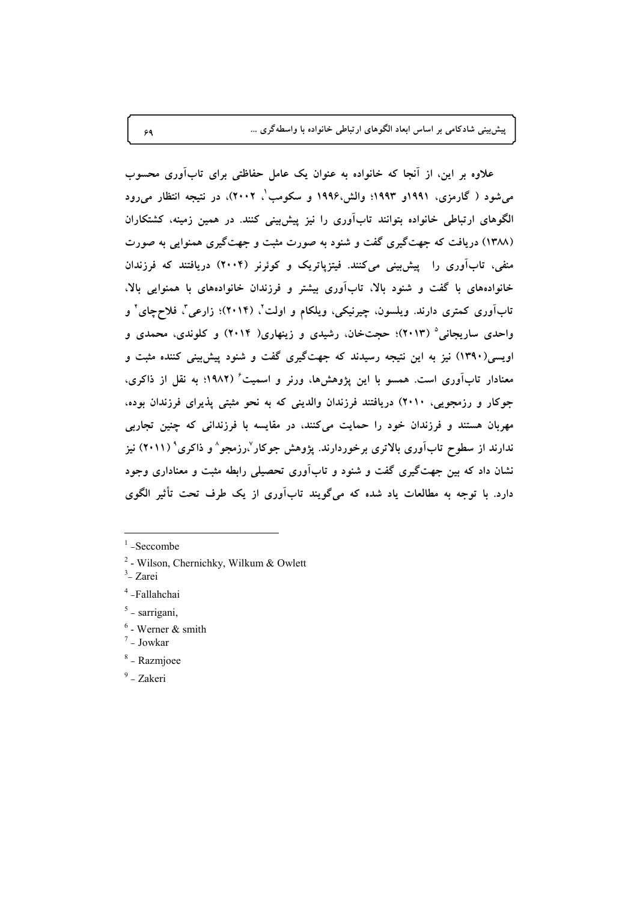علاوه بر این، از آنجا که خانواده به عنوان یک عامل حفاظتی برای تاب‌آوری محسوب می‌شود ( گارمزی، ۱۹۹۱و ۱۹۹۳؛ والش،۱۹۹۶ و سکومب[1]، ۲۰۰۲)، در نتیجه انتظار می‌رود الگوهای ارتباطی خانواده بتوانند تاب‌آوری را نیز پیش‌بینی کنند. در همین زمینه، کشتکاران (۱۳۸۸) دریافت که جهت‌گیری گفت و شنود به صورت مثبت و جهت‌گیری همنوایی به صورت منفی، تاب‌آوری را پیش‌بینی می‌کنند. فیتزپاتریک و کوئرنر (۲۰۰۴) دریافتند که فرزندان خانواده‌های با گفت و شنود بالا، تاب‌آوری بیشتر و فرزندان خانواده‌های با همنوایی بالا، تاب‌آوری کمتری دارند. ویلسون، چیرنیکی، ویلکام و اولت[2]، (۲۰۱۴)؛ زارعی[3]، فلاح‌چای[4] و واحدی ساریجانی[5] (۲۰۱۳)؛ حجت‌خان، رشیدی و زینهاری( ۲۰۱۴) و کلوندی، محمدی و اویسی(۱۳۹۰) نیز به این نتیجه رسیدند که جهت‌گیری گفت و شنود پیش‌بینی کننده مثبت و معنادار تاب‌آوری است. همسو با این پژوهش‌ها، ورنر و اسمیت[6] (۱۹۸۲؛ به نقل از ذاکری، جوکار و رزمجویی، ۲۰۱۰) دریافتند فرزندان والدینی که به نحو مثبتی پذیرای فرزندان بوده، مهربان هستند و فرزندان خود را حمایت می‌کنند، در مقایسه با فرزندانی که چنین تجاربی ندارند از سطوح تاب‌آوری بالاتری برخوردارند. پژوهش جوکار[7]،رزمجو[8] و ذاکری[9] (۲۰۱۱) نیز نشان داد که بین جهت‌گیری گفت و شنود و تاب‌آوری تحصیلی رابطه مثبت و معناداری وجود دارد. با توجه به مطالعات یاد شده که می‌گویند تاب‌آوری از یک طرف تحت تأثیر الگوی

---

[1] -Seccombe

[2] - Wilson, Chernichky, Wilkum & Owlett

[3] - Zarei

[4] -Fallahchai

[5] - sarrigani,

[6] - Werner & smith

[7] - Jowkar

[8] - Razmjoee

[9] - Zakeri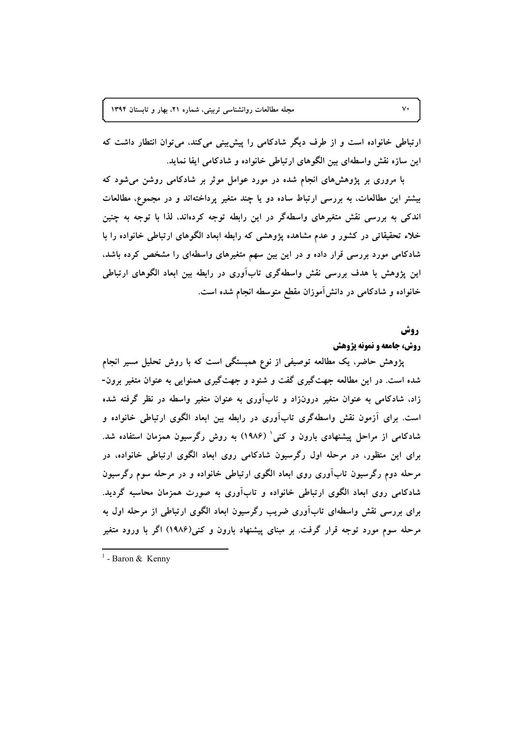ارتباطی خانواده است و از طرف دیگر شادکامی را پیش‌بینی می‌کند، می‌توان انتظار داشت که این سازه نقش واسطه‌ای بین الگوهای ارتباطی خانواده و شادکامی ایفا نماید.

با مروری بر پژوهش‌های انجام شده در مورد عوامل موثر بر شادکامی روشن می‌شود که بیشتر این مطالعات، به بررسی ارتباط ساده دو یا چند متغیر پرداخته‌اند و در مجموع، مطالعات اندکی به بررسی نقش متغیرهای واسطه‌گر در این رابطه توجه کرده‌اند، لذا با توجه به چنین خلاء تحقیقاتی در کشور و عدم مشاهده پژوهشی که رابطه ابعاد الگوهای ارتباطی خانواده را با شادکامی مورد بررسی قرار داده و در این بین سهم متغیرهای واسطه‌ای را مشخص کرده باشد، این پژوهش با هدف بررسی نقش واسطه‌گری تاب‌آوری در رابطه بین ابعاد الگوهای ارتباطی خانواده و شادکامی در دانش‌آموزان مقطع متوسطه انجام شده است.

## روش

### روش، جامعه و نمونه پژوهش

پژوهش حاضر، یک مطالعه توصیفی از نوع همبستگی است که با روش تحلیل مسیر انجام شده است. در این مطالعه جهت‌گیری گفت و شنود و جهت‌گیری همنوایی به عنوان متغیر برون-زاد، شادکامی به عنوان متغیر درون‌زاد و تاب‌آوری به عنوان متغیر واسطه در نظر گرفته شده است. برای آزمون نقش واسطه‌گری تاب‌آوری در رابطه بین ابعاد الگوی ارتباطی خانواده و شادکامی از مراحل پیشنهادی بارون و کنی[1] (۱۹۸۶) به روش رگرسیون همزمان استفاده شد. برای این منظور، در مرحله اول رگرسیون شادکامی روی ابعاد الگوی ارتباطی خانواده، در مرحله دوم رگرسیون تاب‌آوری روی ابعاد الگوی ارتباطی خانواده و در مرحله سوم رگرسیون شادکامی روی ابعاد الگوی ارتباطی خانواده و تاب‌آوری به صورت همزمان محاسبه گردید. برای بررسی نقش واسطه‌ای تاب‌آوری ضریب رگرسیون ابعاد الگوی ارتباطی از مرحله اول به مرحله سوم مورد توجه قرار گرفت. بر مبنای پیشنهاد بارون و کنی(۱۹۸۶) اگر با ورود متغیر

---

[1] - Baron & Kenny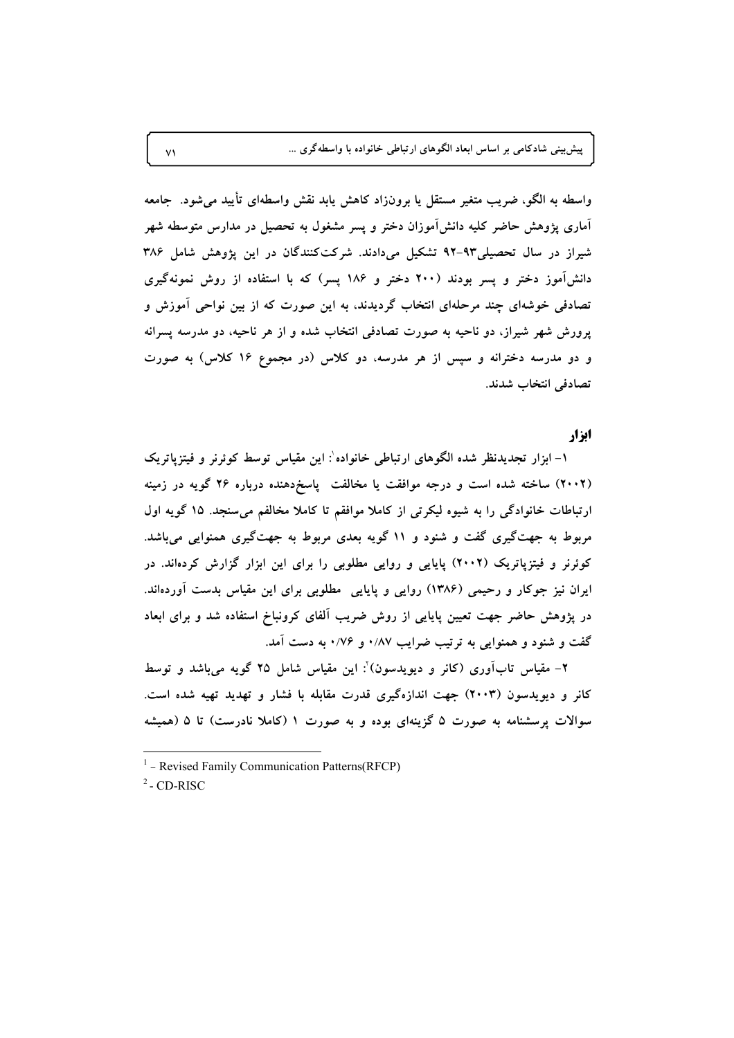واسطه به الگو، ضریب متغیر مستقل یا برون‌زاد کاهش یابد نقش واسطه‌ای تأیید می‌شود. جامعه آماری پژوهش حاضر کلیه دانش‌آموزان دختر و پسر مشغول به تحصیل در مدارس متوسطه شهر شیراز در سال تحصیلی۹۳-۹۲ تشکیل می‌دادند. شرکت‌کنندگان در این پژوهش شامل ۳۸۶ دانش‌آموز دختر و پسر بودند (۲۰۰ دختر و ۱۸۶ پسر) که با استفاده از روش نمونه‌گیری تصادفی خوشه‌ای چند مرحله‌ای انتخاب گردیدند، به این صورت که از بین نواحی آموزش و پرورش شهر شیراز، دو ناحیه به صورت تصادفی انتخاب شده و از هر ناحیه، دو مدرسه پسرانه و دو مدرسه دخترانه و سپس از هر مدرسه، دو کلاس (در مجموع ۱۶ کلاس) به صورت تصادفی انتخاب شدند.

## ابزار

۱- ابزار تجدیدنظر شده الگوهای ارتباطی خانواده[1]: این مقیاس توسط کوئرنر و فیتزپاتریک (۲۰۰۲) ساخته شده است و درجه موافقت یا مخالفت پاسخ‌دهنده درباره ۲۶ گویه در زمینه ارتباطات خانوادگی را به شیوه لیکرتی از کاملا موافقم تا کاملا مخالفم می‌سنجد. ۱۵ گویه اول مربوط به جهت‌گیری گفت و شنود و ۱۱ گویه بعدی مربوط به جهت‌گیری همنوایی می‌باشد. کوئرنر و فیتزپاتریک (۲۰۰۲) پایایی و روایی مطلوبی را برای این ابزار گزارش کرده‌اند. در ایران نیز جوکار و رحیمی (۱۳۸۶) روایی و پایایی مطلوبی برای این مقیاس بدست آورده‌اند. در پژوهش حاضر جهت تعیین پایایی از روش ضریب آلفای کرونباخ استفاده شد و برای ابعاد گفت و شنود و همنوایی به ترتیب ضرایب ۰/۸۷ و ۰/۷۶ به دست آمد.

۲- مقیاس تاب‌آوری (کانر و دیویدسون)[2]: این مقیاس شامل ۲۵ گویه می‌باشد و توسط کانر و دیویدسون (۲۰۰۳) جهت اندازه‌گیری قدرت مقابله با فشار و تهدید تهیه شده است. سوالات پرسشنامه به صورت ۵ گزینه‌ای بوده و به صورت ۱ (کاملا نادرست) تا ۵ (همیشه

---

[1] - Revised Family Communication Patterns(RFCP)

[2] - CD-RISC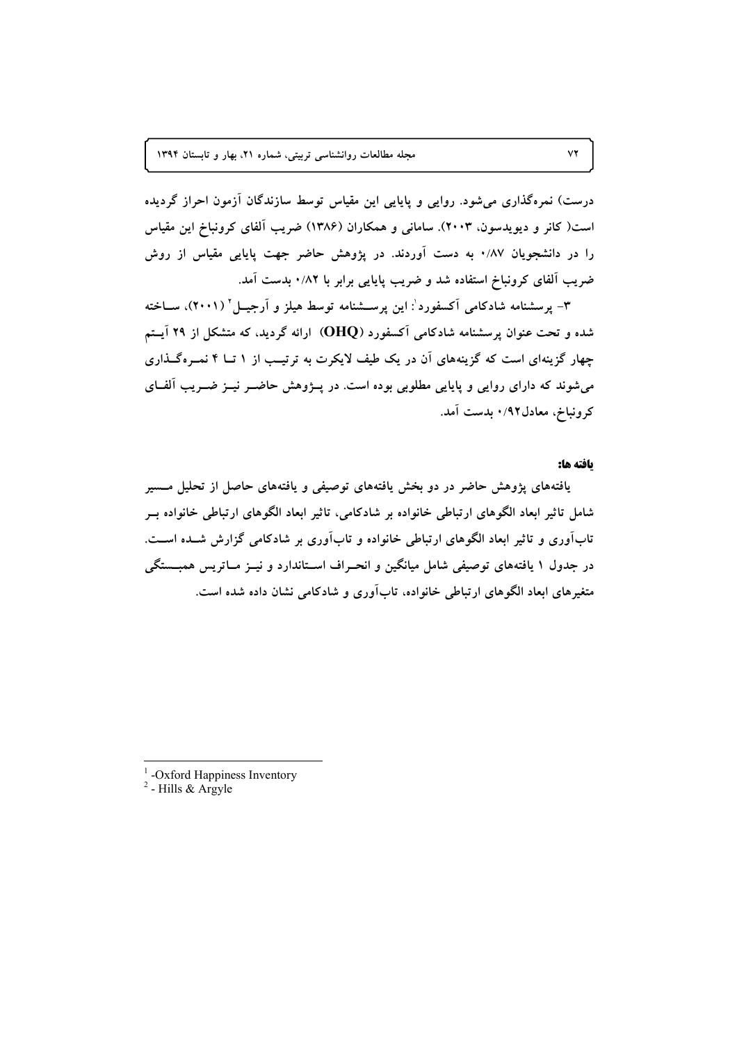درست) نمره‌گذاری می‌شود. روایی و پایایی این مقیاس توسط سازندگان آزمون احراز گردیده است( کانر و دیویدسون، ۲۰۰۳). سامانی و همکاران (۱۳۸۶) ضریب آلفای کرونباخ این مقیاس را در دانشجویان ۰/۸۷ به دست آوردند. در پژوهش حاضر جهت پایایی مقیاس از روش ضریب آلفای کرونباخ استفاده شد و ضریب پایایی برابر با ۰/۸۲ بدست آمد.

۳- پرسشنامه شادکامی آکسفورد[1]: این پرسشنامه توسط هیلز و آرجیل[2] (۲۰۰۱)، ساخته شده و تحت عنوان پرسشنامه شادکامی آکسفورد (**OHQ**) ارائه گردید، که متشکل از ۲۹ آیتم چهار گزینه‌ای است که گزینه‌های آن در یک طیف لایکرت به ترتیب از ۱ تا ۴ نمره‌گذاری می‌شوند که دارای روایی و پایایی مطلوبی بوده است. در پژوهش حاضر نیز ضریب آلفای کرونباخ، معادل۰/۹۲ بدست آمد.

**یافته ها:**

یافته‌های پژوهش حاضر در دو بخش یافته‌های توصیفی و یافته‌های حاصل از تحلیل مسیر شامل تاثیر ابعاد الگوهای ارتباطی خانواده بر شادکامی، تاثیر ابعاد الگوهای ارتباطی خانواده بر تاب‌آوری و تاثیر ابعاد الگوهای ارتباطی خانواده و تاب‌آوری بر شادکامی گزارش شده است. در جدول ۱ یافته‌های توصیفی شامل میانگین و انحراف استاندارد و نیز ماتریس همبستگی متغیرهای ابعاد الگوهای ارتباطی خانواده، تاب‌آوری و شادکامی نشان داده شده است.

---

[1] -Oxford Happiness Inventory

[2] - Hills & Argyle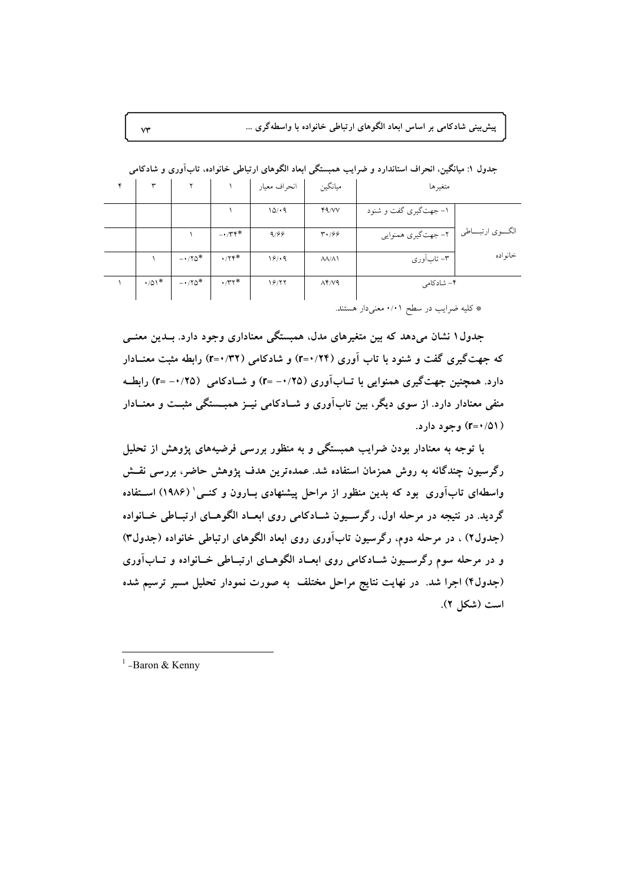جدول ۱: میانگین، انحراف استاندارد و ضرایب همبستگی ابعاد الگوهای ارتباطی خانواده، تاب‌آوری و شادکامی

| متغیرها | | میانگین | انحراف معیار | ۱ | ۲ | ۳ | ۴ |
|---|---|---|---|---|---|---|---|
| الگـــوی ارتبـــاطی خانواده | ۱- جهت‌گیری گفت و شنود | ۴۹/۷۷ | ۱۵/۰۹ | ۱ | | | |
| | ۲- جهت‌گیری همنوایی | ۳۰/۶۶ | ۹/۶۶ | -۰/۳۴* | ۱ | | |
| | ۳- تاب‌آوری | ۸۸/۸۱ | ۱۶/۰۹ | ۰/۲۴* | -۰/۲۵* | ۱ | |
| ۴- شادکامی | | ۸۴/۷۹ | ۱۶/۲۲ | ۰/۳۲* | -۰/۲۵* | ۰/۵۱* | ۱ |

* کلیه ضرایب در سطح ۰/۰۱ معنی‌دار هستند.

**جدول۱ نشان می‌دهد که بین متغیرهای مدل، همبستگی معناداری وجود دارد. بـدین معنـی که جهت‌گیری گفت و شنود با تاب آوری (r=۰/۲۴) و شادکامی (r=۰/۳۲) رابطه مثبت معنـادار دارد. همچنین جهت‌گیری همنوایی با تـاب‌آوری (r= -۰/۲۵) و شـادکامی (r= -۰/۲۵) رابطـه منفی معنادار دارد. از سوی دیگر، بین تاب‌آوری و شـادکامی نیـز همبـستگی مثبـت و معنـادار (r=۰/۵۱) وجود دارد.**

**با توجه به معنادار بودن ضرایب همبستگی و به منظور بررسی فرضیه‌های پژوهش از تحلیل رگرسیون چندگانه به روش همزمان استفاده شد. عمده‌ترین هدف پژوهش حاضر، بررسی نقـش واسطه‌ای تاب‌آوری بود که بدین منظور از مراحل پیشنهادی بـارون و کنـی[1] (۱۹۸۶) اسـتفاده گردید. در نتیجه در مرحله اول، رگرســیون شــادکامی روی ابعـاد الگوهـای ارتبـاطی خـانواده (جدول۲) ، در مرحله دوم، رگرسیون تاب‌آوری روی ابعاد الگوهای ارتباطی خانواده (جدول۳) و در مرحله سوم رگرســیون شــادکامی روی ابعـاد الگوهـای ارتبـاطی خـانواده و تـاب‌آوری (جدول۴) اجرا شد. در نهایت نتایج مراحل مختلف به صورت نمودار تحلیل مسیر ترسیم شده است (شکل ۲).**

---

[1] -Baron & Kenny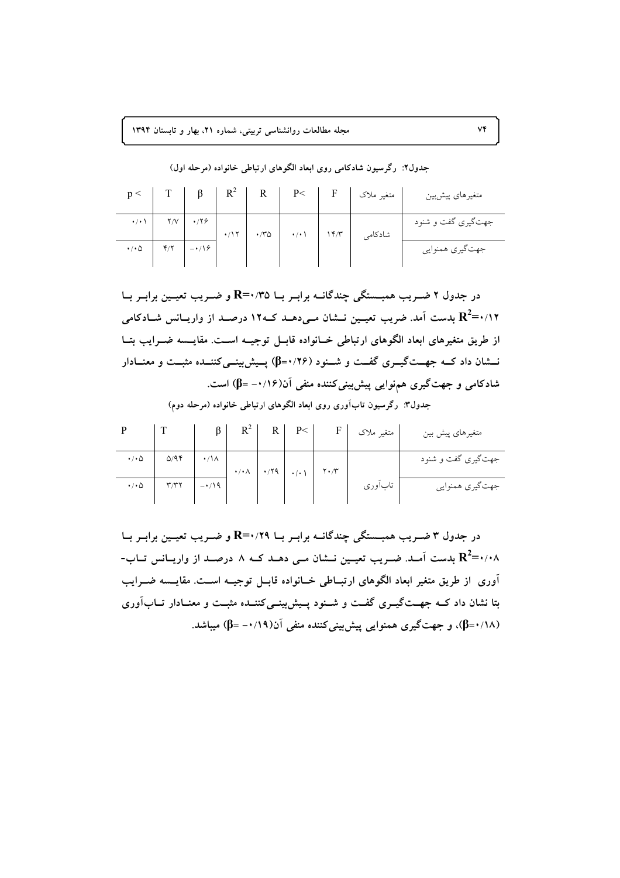جدول۲: رگرسیون شادکامی روی ابعاد الگوهای ارتباطی خانواده (مرحله اول)

| متغیرهای پیش‌بین | متغیر ملاک | F | P< | R | $R^2$ | β | T | p < |
|---|---|---|---|---|---|---|---|---|
| جهت‌گیری گفت و شنود | شادکامی | ۱۴/۳ | ۰/۰۱ | ۰/۳۵ | ۰/۱۲ | ۰/۲۶ | ۲/۷ | ۰/۰۱ |
| جهت‌گیری همنوایی | | | | | | ۰/۱۶− | ۴/۲ | ۰/۰۵ |

در جدول ۲ ضریب همبستگی چندگانه برابر با $R=۰/۳۵$ و ضریب تعیین برابر با $R^2=۰/۱۲$ بدست آمد. ضریب تعیین نشان می‌دهد که۱۲ درصد از واریانس شادکامی از طریق متغیرهای ابعاد الگوهای ارتباطی خانواده قابل توجیه است. مقایسه ضرایب بتا نشان داد که جهت‌گیری گفت و شنود ($β=۰/۲۶$) پیش‌بینی‌کننده مثبت و معنادار شادکامی و جهت‌گیری هم‌نوایی پیش‌بینی‌کننده منفی آن($β= -۰/۱۶$) است.

جدول۳: رگرسیون تاب‌آوری روی ابعاد الگوهای ارتباطی خانواده (مرحله دوم)

| متغیرهای پیش بین | متغیر ملاک | F | P< | R | $R^2$ | β | T | P |
|---|---|---|---|---|---|---|---|---|
| جهت‌گیری گفت و شنود | تاب‌آوری | ۲۰/۳ | ۰/۰۱ | ۰/۲۹ | ۰/۰۸ | ۰/۱۸ | ۵/۹۴ | ۰/۰۵ |
| جهت‌گیری همنوایی | | | | | | ۰/۱۹− | ۳/۳۲ | ۰/۰۵ |

در جدول ۳ ضریب همبستگی چندگانه برابر با $R=۰/۲۹$ و ضریب تعیین برابر با $R^2=۰/۰۸$ بدست آمد. ضریب تعیین نشان می دهد که ۸ درصد از واریانس تاب‌آوری از طریق متغیر ابعاد الگوهای ارتباطی خانواده قابل توجیه است. مقایسه ضرایب بتا نشان داد که جهت‌گیری گفت و شنود پیش‌بینی‌کننده مثبت و معنادار تاب‌آوری ($β=۰/۱۸$)، و جهت‌گیری همنوایی پیش‌بینی‌کننده منفی آن($β= -۰/۱۹$) میباشد.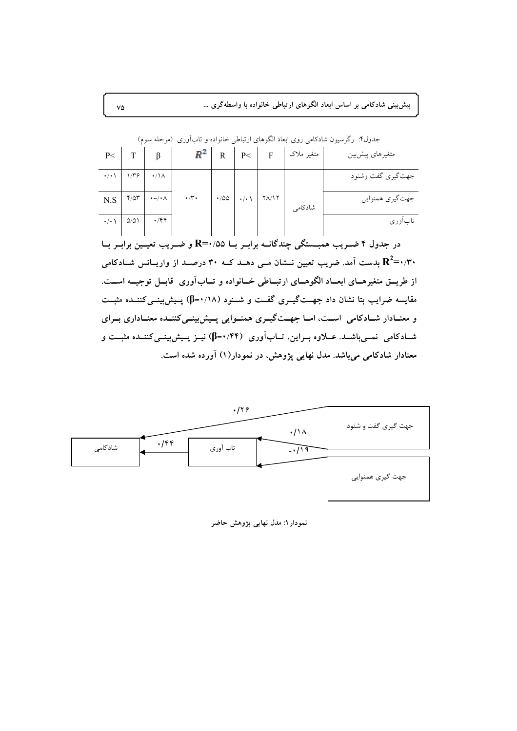جدول۴: رگرسیون شادکامی روی ابعاد الگوهای ارتباطی خانواده و تاب‌آوری (مرحله سوم)

| متغیرهای پیش‌بین | متغیر ملاک | F | P< | R | $R^2$ | β | T | P< |
|---|---|---|---|---|---|---|---|---|
| جهت‌گیری گفت وشنود | شادکامی | ۲۸/۱۲ | ۰/۰۱ | ۰/۵۵ | ۰/۳۰ | ۰/۱۸ | ۱/۳۶ | ۰/۰۱ |
| جهت‌گیری همنوایی | | | | | | ۰-/۰۸ | ۴/۵۳ | N.S |
| تاب‌آوری | | | | | | -۰/۴۴ | ۵/۵۱ | ۰/۰۱ |

**در جدول ۴ ضریب همبستگی چندگانه برابر با R=۰/۵۵ و ضریب تعیین برابر با $R^2$=۰/۳۰ بدست آمد. ضریب تعیین نشان می دهد که ۳۰ درصد از واریانس شادکامی از طریق متغیرهای ابعاد الگوهای ارتباطی خانواده و تاب‌آوری قابل توجیه است. مقایسه ضرایب بتا نشان داد جهت‌گیری گفت و شنود (β=۰/۱۸) پیش‌بینی‌کننده مثبت و معنادار شادکامی است، اما جهت‌گیری همنوایی پیش‌بینی‌کننده معناداری برای شادکامی نمی‌باشد. علاوه براین، تاب‌آوری (β=۰/۴۴) نیز پیش‌بینی‌کننده مثبت و معنادار شادکامی می‌باشد. مدل نهایی پژوهش، در نمودار(۱) آورده شده است.**

**نمودار۱: مدل نهایی پژوهش حاضر**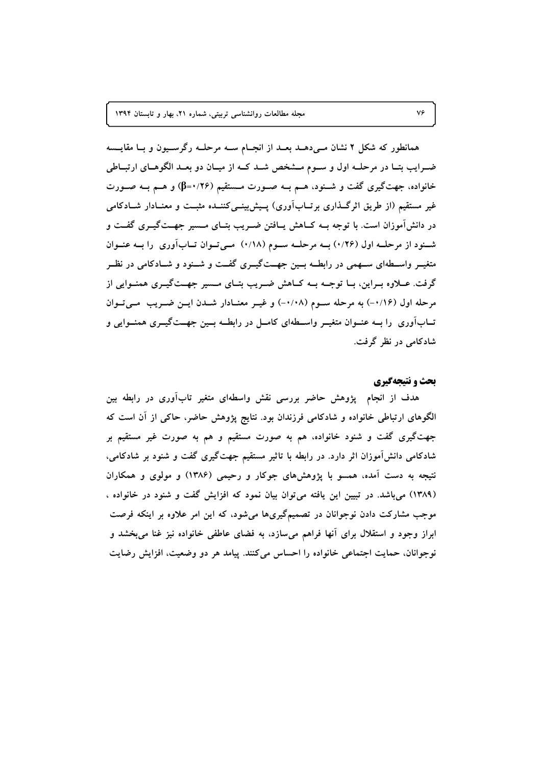همانطور که شکل ۲ نشان می‌دهد بعد از انجام سه مرحله رگرسیون و با مقایسه ضرایب بتا در مرحله اول و سوم مشخص شد که از میان دو بعد الگوهای ارتباطی خانواده، جهت‌گیری گفت و شنود، هم به صورت مستقیم ($\beta$=۰/۲۶) و هم به صورت غیر مستقیم (از طریق اثرگذاری برتاب‌آوری) پیش‌بینی‌کننده مثبت و معنادار شادکامی در دانش‌آموزان است. با توجه به کاهش یافتن ضریب بتای مسیر جهت‌گیری گفت و شنود از مرحله اول (۰/۲۶) به مرحله سوم (۰/۱۸) می‌توان تاب‌آوری را به عنوان متغیر واسطه‌ای سهمی در رابطه بین جهت‌گیری گفت و شنود و شادکامی در نظر گرفت. علاوه براین، با توجه به کاهش ضریب بتای مسیر جهت‌گیری همنوایی از مرحله اول (۰/۱۶-) به مرحله سوم (۰/۰۸-) و غیر معنادار شدن این ضریب می‌توان تاب‌آوری را به عنوان متغیر واسطه‌ای کامل در رابطه بین جهت‌گیری همنوایی و شادکامی در نظر گرفت.

## بحث و نتیجه‌گیری

هدف از انجام پژوهش حاضر بررسی نقش واسطه‌ای متغیر تاب‌آوری در رابطه بین الگوهای ارتباطی خانواده و شادکامی فرزندان بود. نتایج پژوهش حاضر، حاکی از آن است که جهت‌گیری گفت و شنود خانواده، هم به صورت مستقیم و هم به صورت غیر مستقیم بر شادکامی دانش‌آموزان اثر دارد. در رابطه با تاثیر مستقیم جهت‌گیری گفت و شنود بر شادکامی، نتیجه به دست آمده، همسو با پژوهش‌های جوکار و رحیمی (۱۳۸۶) و مولوی و همکاران (۱۳۸۹) می‌باشد. در تبیین این یافته می‌توان بیان نمود که افزایش گفت و شنود در خانواده ، موجب مشارکت دادن نوجوانان در تصمیم‌گیری‌ها می‌شود، که این امر علاوه بر اینکه فرصت ابراز وجود و استقلال برای آنها فراهم می‌سازد، به فضای عاطفی خانواده نیز غنا می‌بخشد و نوجوانان، حمایت اجتماعی خانواده را احساس می‌کنند. پیامد هر دو وضعیت، افزایش رضایت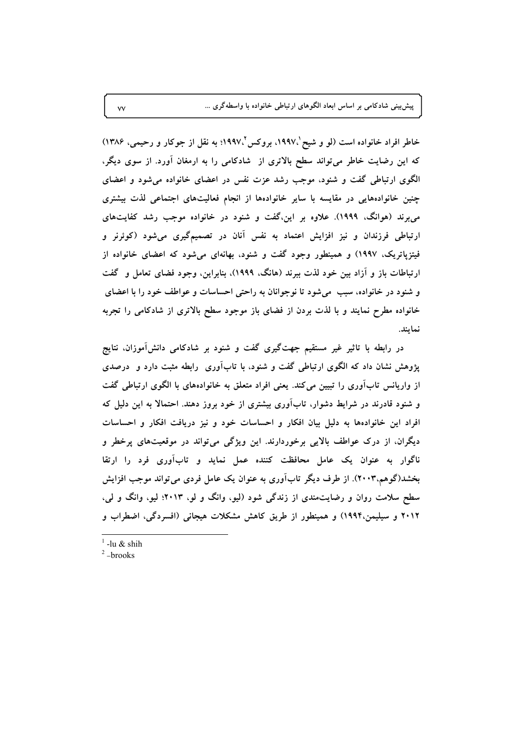خاطر افراد خانواده است (لو و شیح[1]،۱۹۹۷، بروکس[2]،۱۹۹۷؛ به نقل از جوکار و رحیمی، ۱۳۸۶) که این رضایت خاطر می‌تواند سطح بالاتری از شادکامی را به ارمغان آورد. از سوی دیگر، الگوی ارتباطی گفت و شنود، موجب رشد عزت نفس در اعضای خانواده می‌شود و اعضای چنین خانواده‌هایی در مقایسه با سایر خانواده‌ها از انجام فعالیت‌های اجتماعی لذت بیشتری می‌برند (هوانگ، ۱۹۹۹). علاوه بر این،گفت و شنود در خانواده موجب رشد کفایت‌های ارتباطی فرزندان و نیز افزایش اعتماد به نفس آنان در تصمیم‌گیری می‌شود (کوئرنر و فیتزپاتریک، ۱۹۹۷) و همینطور وجود گفت و شنود، بهانه‌ای می‌شود که اعضای خانواده از ارتباطات باز و آزاد بین خود لذت ببرند (هانگ، ۱۹۹۹)، بنابراین، وجود فضای تعامل و گفت و شنود در خانواده، سبب می‌شود تا نوجوانان به راحتی احساسات و عواطف خود را با اعضای خانواده مطرح نمایند و با لذت بردن از فضای باز موجود سطح بالاتری از شادکامی را تجربه نمایند.

در رابطه با تاثیر غیر مستقیم جهت‌گیری گفت و شنود بر شادکامی دانش‌آموزان، نتایج پژوهش نشان داد که الگوی ارتباطی گفت و شنود، با تاب‌آوری رابطه مثبت دارد و درصدی از واریانس تاب‌آوری را تبیین می‌کند. یعنی افراد متعلق به خانواده‌های با الگوی ارتباطی گفت و شنود قادرند در شرایط دشوار، تاب‌آوری بیشتری از خود بروز دهند. احتمالا به این دلیل که افراد این خانواده‌ها به دلیل بیان افکار و احساسات خود و نیز دریافت افکار و احساسات دیگران، از درک عواطف بالایی برخوردارند. این ویژگی می‌تواند در موقعیت‌های پرخطر و ناگوار به عنوان یک عامل محافظت کننده عمل نماید و تاب‌آوری فرد را ارتقا بخشد(گوهم،۲۰۰۳). از طرف دیگر تاب‌آوری به عنوان یک عامل فردی می‌تواند موجب افزایش سطح سلامت روان و رضایت‌مندی از زندگی شود (لیو، وانگ و لو، ۲۰۱۳؛ لیو، وانگ و لی، ۲۰۱۲ و سیلیمن،۱۹۹۴) و همینطور از طریق کاهش مشکلات هیجانی (افسردگی، اضطراب و

---

[1] -lu & shih

[2] -brooks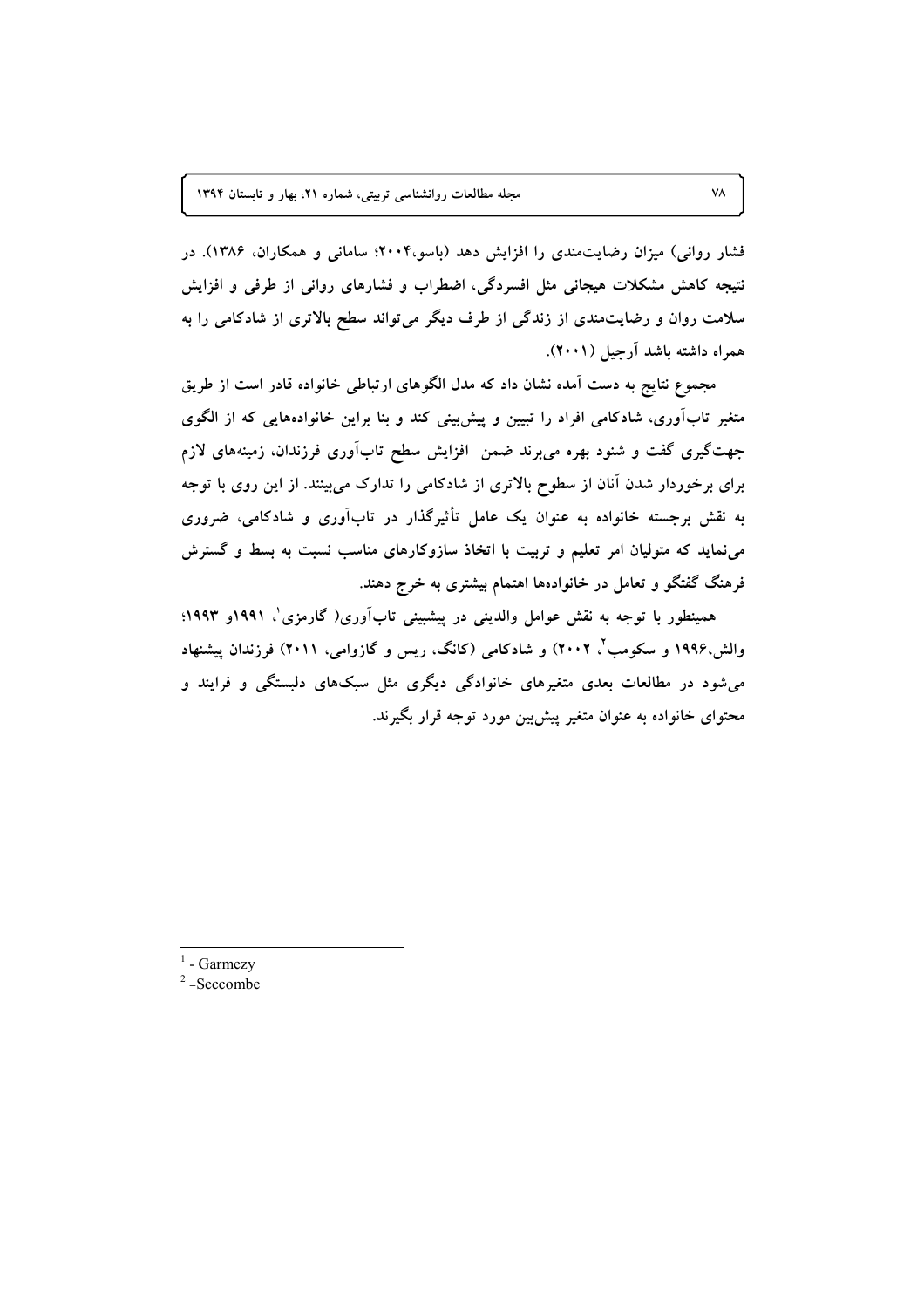فشار روانی) میزان رضایت‌مندی را افزایش دهد (باسو،۲۰۰۴؛ سامانی و همکاران، ۱۳۸۶). در نتیجه کاهش مشکلات هیجانی مثل افسردگی، اضطراب و فشارهای روانی از طرفی و افزایش سلامت روان و رضایت‌مندی از زندگی از طرف دیگر می‌تواند سطح بالاتری از شادکامی را به همراه داشته باشد آرجیل (۲۰۰۱).

مجموع نتایج به دست آمده نشان داد که مدل الگوهای ارتباطی خانواده قادر است از طریق متغیر تاب‌آوری، شادکامی افراد را تبیین و پیش‌بینی کند و بنا براین خانواده‌هایی که از الگوی جهت‌گیری گفت و شنود بهره می‌برند ضمن افزایش سطح تاب‌آوری فرزندان، زمینه‌های لازم برای برخوردار شدن آنان از سطوح بالاتری از شادکامی را تدارک می‌بینند. از این روی با توجه به نقش برجسته خانواده به عنوان یک عامل تأثیرگذار در تاب‌آوری و شادکامی، ضروری می‌نماید که متولیان امر تعلیم و تربیت با اتخاذ سازوکارهای مناسب نسبت به بسط و گسترش فرهنگ گفتگو و تعامل در خانواده‌ها اهتمام بیشتری به خرج دهند.

همینطور با توجه به نقش عوامل والدینی در پیشبینی تاب‌آوری( گارمزی[1]، ۱۹۹۱و ۱۹۹۳؛ والش،۱۹۹۶ و سکومب[2]، ۲۰۰۲) و شادکامی (کانگ، ریس و گازوامی، ۲۰۱۱) فرزندان پیشنهاد می‌شود در مطالعات بعدی متغیرهای خانوادگی دیگری مثل سبک‌های دلبستگی و فرایند و محتوای خانواده به عنوان متغیر پیش‌بین مورد توجه قرار بگیرند.

---

[1] - Garmezy

[2] -Seccombe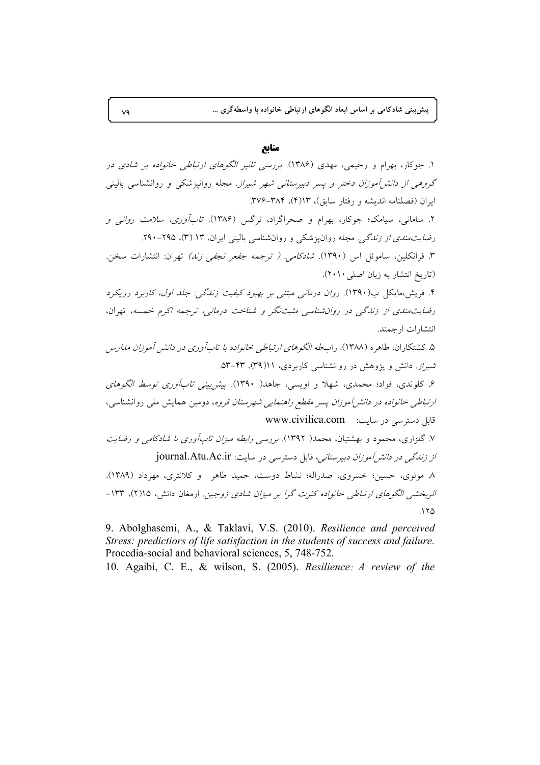## منابع

۱. جوکار، بهرام و رحیمی، مهدی (۱۳۸۶). *بررسی تاثیر الگوهای ارتباطی خانواده بر شادی در گروهی از دانش‌آموزان دختر و پسر دبیرستانی شهر شیراز.* مجله روانپزشکی و روانشناسی بالینی ایران (فصلنامه اندیشه و رفتار سابق)، ۱۳(۴)، ۳۸۴-۳۷۶.

۲. سامانی، سیامک؛ جوکار، بهرام و صحراگرد، نرگس (۱۳۸۶). *تاب‌آوری، سلامت روانی و رضایت‌مندی از زندگی.* مجله روان‌پزشکی و روان‌شناسی بالینی ایران، ۱۳ (۳)، ۲۹۵-۲۹۰.

۳. فرانکلین، ساموئل اس (۱۳۹۰). *شادکامی. ( ترجمه جفعر نجفی زند)* تهران: انتشارات سخن. (تاریخ انتشار به زبان اصلی ۲۰۱۰).

۴. فریش،مایکل ب(۱۳۹۰). *روان درمانی مبتنی بر بهبود کیفیت زندگی: جلد اول، کاربرد رویکرد رضایت‌مندی از زندگی در روان‌شناسی مثبت‌نگر و شناخت درمانی*، ترجمه اکرم خمسه، تهران، انتشارات ارجمند.

۵. کشتکاران، طاهره (۱۳۸۸). راب*طه الگوهای ارتباطی خانواده با تاب‌آوری در دانش آموزان مدارس شیراز.* دانش و پژوهش در روانشناسی کاربردی، ۱۱(۳۹)، ۴۳-۵۳.

۶. کلوندی، فواد؛ محمدی، شهلا و اویسی، جاهد( ۱۳۹۰). *پیش‌بینی تاب‌آوری توسط الگوهای ارتباطی خانواده در دانش‌آموزان پسر مقطع راهنمایی شهرستان قروه*، دومین همایش ملی روانشناسی، قابل دسترسی در سایت: www.civilica.com

۷. گلزاری، محمود و بهشتیان، محمد( ۱۳۹۲). *بررسی رابطه میزان تاب‌آوری با شادکامی و رضایت از زندگی در دانش‌آموزان دبیرستانی*، قابل دسترسی در سایت: journal.Atu.Ac.ir

۸. مولوی، حسین؛ خسروی، صدراله؛ نشاط دوست، حمید طاهر و کلانتری، مهرداد (۱۳۸۹). *اثربخشی الگوهای ارتباطی خانواده کثرت گرا بر میزان شادی زوجین.* ارمغان دانش، ۱۵(۲)، ۱۳۳-۱۲۵.

9. Abolghasemi, A., & Taklavi, V.S. (2010). *Resilience and perceived Stress: predictiors of life satisfaction in the students of success and failure.* Procedia-social and behavioral sciences, 5, 748-752.

10. Agaibi, C. E., & wilson, S. (2005). *Resilience: A review of the*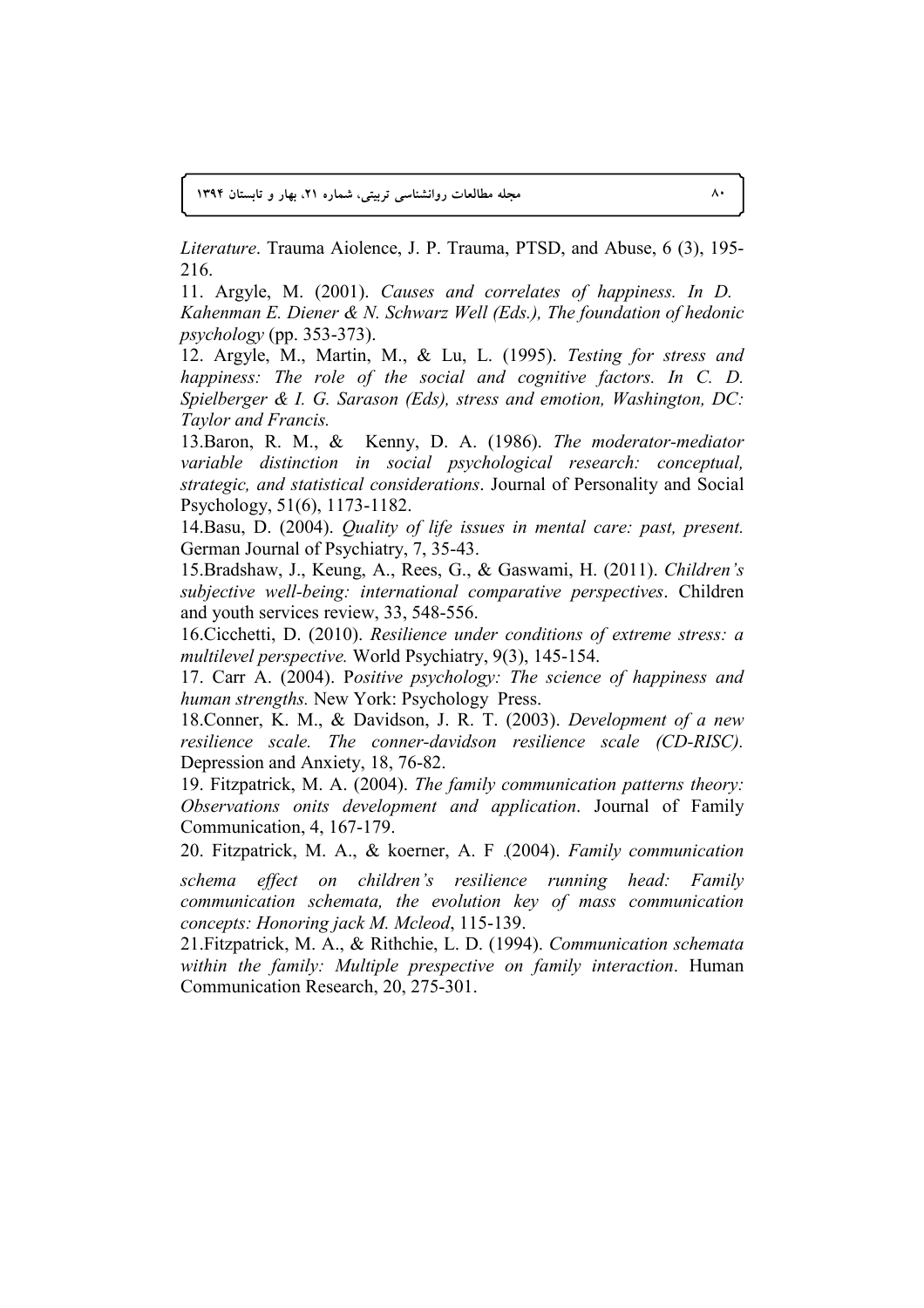*Literature*. Trauma Aiolence, J. P. Trauma, PTSD, and Abuse, 6 (3), 195-216.

11. Argyle, M. (2001). *Causes and correlates of happiness. In D. Kahenman E. Diener & N. Schwarz Well (Eds.), The foundation of hedonic psychology* (pp. 353-373).

12. Argyle, M., Martin, M., & Lu, L. (1995). *Testing for stress and happiness: The role of the social and cognitive factors. In C. D. Spielberger & I. G. Sarason (Eds), stress and emotion, Washington, DC: Taylor and Francis.*

13.Baron, R. M., & Kenny, D. A. (1986). *The moderator-mediator variable distinction in social psychological research: conceptual, strategic, and statistical considerations*. Journal of Personality and Social Psychology, 51(6), 1173-1182.

14.Basu, D. (2004). *Quality of life issues in mental care: past, present.* German Journal of Psychiatry, 7, 35-43.

15.Bradshaw, J., Keung, A., Rees, G., & Gaswami, H. (2011). *Children's subjective well-being: international comparative perspectives*. Children and youth services review, 33, 548-556.

16.Cicchetti, D. (2010). *Resilience under conditions of extreme stress: a multilevel perspective.* World Psychiatry, 9(3), 145-154.

17. Carr A. (2004). P*ositive psychology: The science of happiness and human strengths.* New York: Psychology Press.

18.Conner, K. M., & Davidson, J. R. T. (2003). *Development of a new resilience scale. The conner-davidson resilience scale (CD-RISC).* Depression and Anxiety, 18, 76-82.

19. Fitzpatrick, M. A. (2004). *The family communication patterns theory: Observations onits development and application*. Journal of Family Communication, 4, 167-179.

20. Fitzpatrick, M. A., & koerner, A. F .(2004). *Family communication schema effect on children's resilience running head: Family communication schemata, the evolution key of mass communication concepts: Honoring jack M. Mcleod*, 115-139.

21.Fitzpatrick, M. A., & Rithchie, L. D. (1994). *Communication schemata within the family: Multiple prespective on family interaction*. Human Communication Research, 20, 275-301.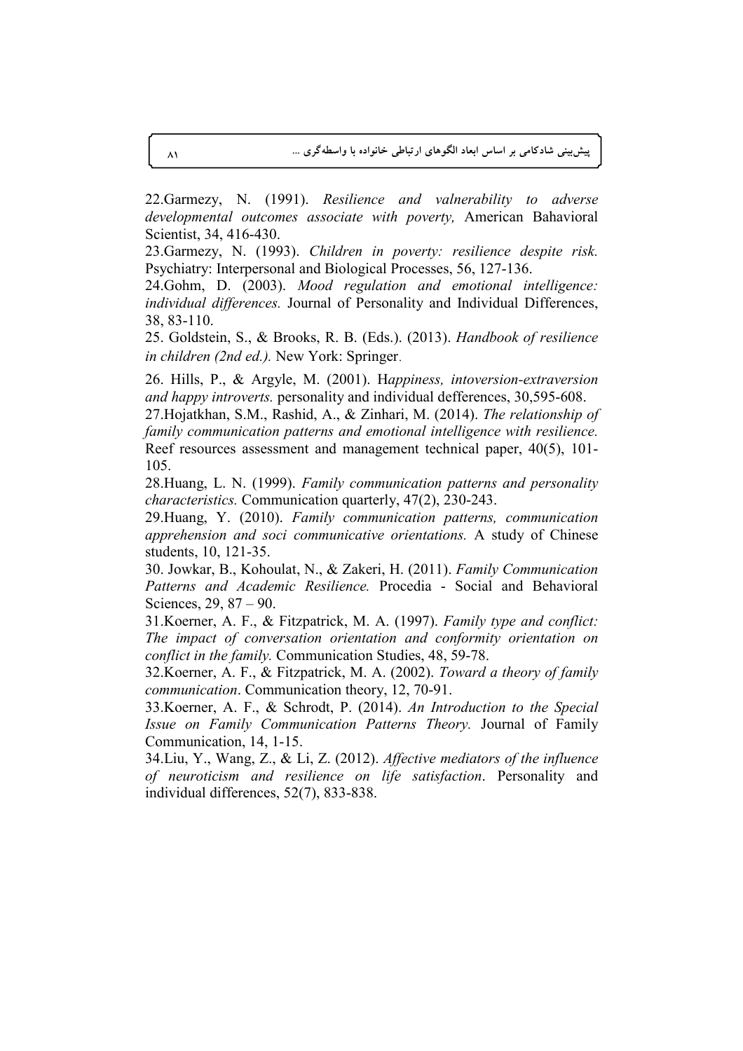22.Garmezy, N. (1991). *Resilience and valnerability to adverse developmental outcomes associate with poverty,* American Bahavioral Scientist, 34, 416-430.

23.Garmezy, N. (1993). *Children in poverty: resilience despite risk.* Psychiatry: Interpersonal and Biological Processes, 56, 127-136.

24.Gohm, D. (2003). *Mood regulation and emotional intelligence: individual differences.* Journal of Personality and Individual Differences, 38, 83-110.

25. Goldstein, S., & Brooks, R. B. (Eds.). (2013). *Handbook of resilience in children (2nd ed.).* New York: Springer.

26. Hills, P., & Argyle, M. (2001). H*appiness, intoversion-extraversion and happy introverts.* personality and individual defferences, 30,595-608.

27.Hojatkhan, S.M., Rashid, A., & Zinhari, M. (2014). *The relationship of family communication patterns and emotional intelligence with resilience.* Reef resources assessment and management technical paper, 40(5), 101-105.

28.Huang, L. N. (1999). *Family communication patterns and personality characteristics.* Communication quarterly, 47(2), 230-243.

29.Huang, Y. (2010). *Family communication patterns, communication apprehension and soci communicative orientations.* A study of Chinese students, 10, 121-35.

30. Jowkar, B., Kohoulat, N., & Zakeri, H. (2011). *Family Communication Patterns and Academic Resilience.* Procedia - Social and Behavioral Sciences, 29, 87 – 90.

31.Koerner, A. F., & Fitzpatrick, M. A. (1997). *Family type and conflict: The impact of conversation orientation and conformity orientation on conflict in the family.* Communication Studies, 48, 59-78.

32.Koerner, A. F., & Fitzpatrick, M. A. (2002). *Toward a theory of family communication*. Communication theory, 12, 70-91.

33.Koerner, A. F., & Schrodt, P. (2014). *An Introduction to the Special Issue on Family Communication Patterns Theory.* Journal of Family Communication, 14, 1-15.

34.Liu, Y., Wang, Z., & Li, Z. (2012). *Affective mediators of the influence of neuroticism and resilience on life satisfaction*. Personality and individual differences, 52(7), 833-838.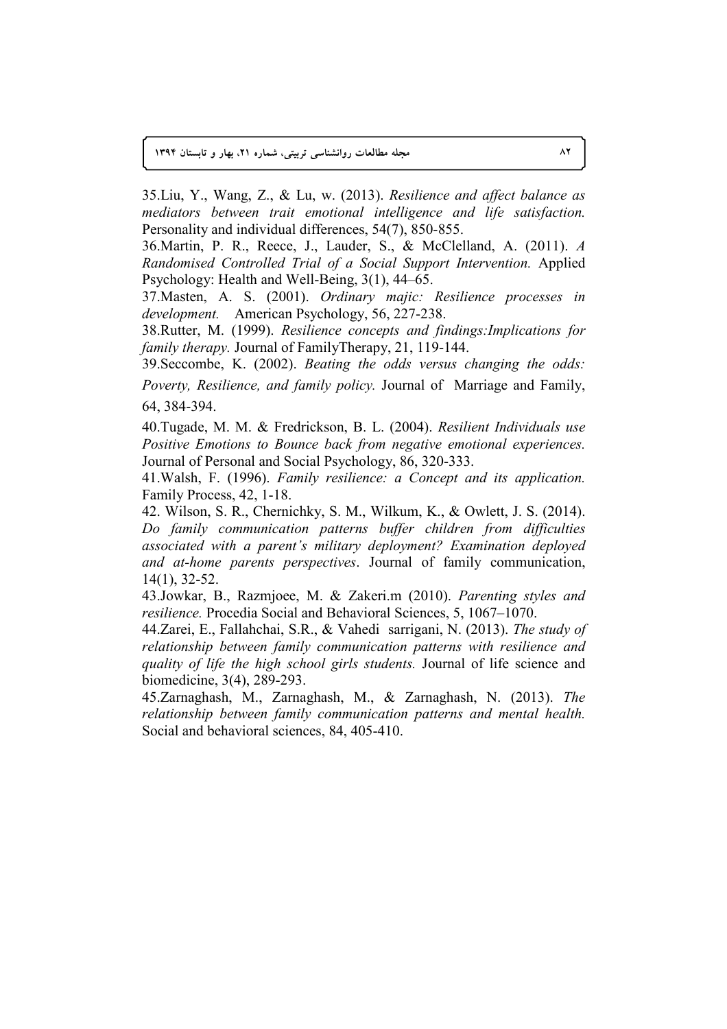35.Liu, Y., Wang, Z., & Lu, w. (2013). *Resilience and affect balance as mediators between trait emotional intelligence and life satisfaction.* Personality and individual differences, 54(7), 850-855.

36.Martin, P. R., Reece, J., Lauder, S., & McClelland, A. (2011). *A Randomised Controlled Trial of a Social Support Intervention.* Applied Psychology: Health and Well-Being, 3(1), 44–65.

37.Masten, A. S. (2001). *Ordinary majic: Resilience processes in development.* American Psychology, 56, 227-238.

38.Rutter, M. (1999). *Resilience concepts and findings:Implications for family therapy.* Journal of FamilyTherapy, 21, 119-144.

39.Seccombe, K. (2002). *Beating the odds versus changing the odds: Poverty, Resilience, and family policy.* Journal of Marriage and Family, 64, 384-394.

40.Tugade, M. M. & Fredrickson, B. L. (2004). *Resilient Individuals use Positive Emotions to Bounce back from negative emotional experiences.* Journal of Personal and Social Psychology, 86, 320-333.

41.Walsh, F. (1996). *Family resilience: a Concept and its application.* Family Process, 42, 1-18.

42. Wilson, S. R., Chernichky, S. M., Wilkum, K., & Owlett, J. S. (2014). *Do family communication patterns buffer children from difficulties associated with a parent's military deployment? Examination deployed and at-home parents perspectives*. Journal of family communication, 14(1), 32-52.

43.Jowkar, B., Razmjoee, M. & Zakeri.m (2010). *Parenting styles and resilience.* Procedia Social and Behavioral Sciences, 5, 1067–1070.

44.Zarei, E., Fallahchai, S.R., & Vahedi sarrigani, N. (2013). *The study of relationship between family communication patterns with resilience and quality of life the high school girls students.* Journal of life science and biomedicine, 3(4), 289-293.

45.Zarnaghash, M., Zarnaghash, M., & Zarnaghash, N. (2013). *The relationship between family communication patterns and mental health.* Social and behavioral sciences, 84, 405-410.